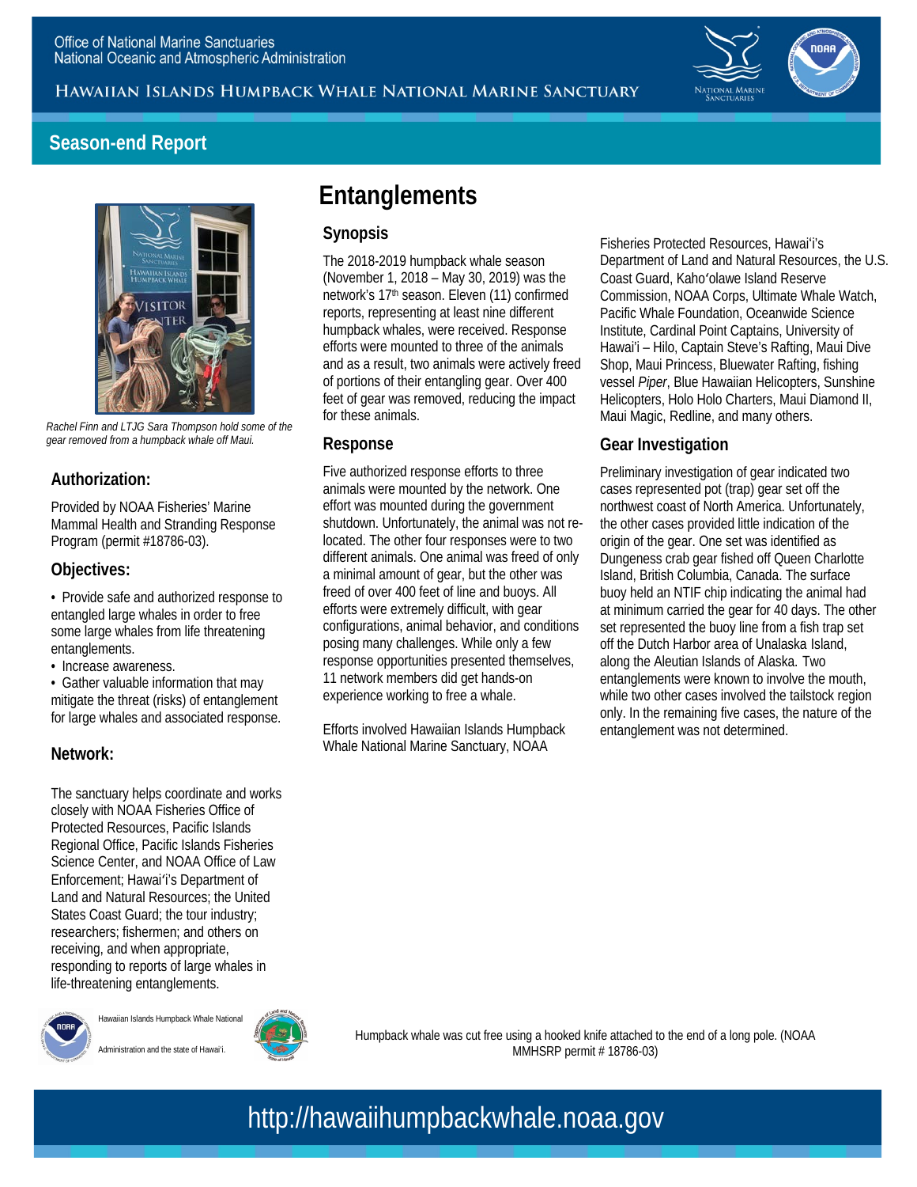Office of National Marine Sanctuaries
National Oceanic and Atmospheric Administration

HAWAIIAN ISLANDS HUMPBACK WHALE NATIONAL MARINE SANCTUARY

## Season-end Report

*Rachel Finn and LTJG Sara Thompson hold some of the gear removed from a humpback whale off Maui.*

### Authorization:

Provided by NOAA Fisheries' Marine Mammal Health and Stranding Response Program (permit #18786-03).

### Objectives:

- Provide safe and authorized response to entangled large whales in order to free some large whales from life threatening entanglements.
- Increase awareness.
- Gather valuable information that may mitigate the threat (risks) of entanglement for large whales and associated response.

### Network:

The sanctuary helps coordinate and works closely with NOAA Fisheries Office of Protected Resources, Pacific Islands Regional Office, Pacific Islands Fisheries Science Center, and NOAA Office of Law Enforcement; Hawai'i's Department of Land and Natural Resources; the United States Coast Guard; the tour industry; researchers; fishermen; and others on receiving, and when appropriate, responding to reports of large whales in life-threatening entanglements.

Hawaiian Islands Humpback Whale National

Administration and the state of Hawai'i.

# Entanglements

## Synopsis

The 2018-2019 humpback whale season (November 1, 2018 – May 30, 2019) was the network's 17th season. Eleven (11) confirmed reports, representing at least nine different humpback whales, were received. Response efforts were mounted to three of the animals and as a result, two animals were actively freed of portions of their entangling gear. Over 400 feet of gear was removed, reducing the impact for these animals.

## Response

Five authorized response efforts to three animals were mounted by the network. One effort was mounted during the government shutdown. Unfortunately, the animal was not re-located. The other four responses were to two different animals. One animal was freed of only a minimal amount of gear, but the other was freed of over 400 feet of line and buoys. All efforts were extremely difficult, with gear configurations, animal behavior, and conditions posing many challenges. While only a few response opportunities presented themselves, 11 network members did get hands-on experience working to free a whale.

Efforts involved Hawaiian Islands Humpback Whale National Marine Sanctuary, NOAA Fisheries Protected Resources, Hawai'i's Department of Land and Natural Resources, the U.S. Coast Guard, Kaho'olawe Island Reserve Commission, NOAA Corps, Ultimate Whale Watch, Pacific Whale Foundation, Oceanwide Science Institute, Cardinal Point Captains, University of Hawai'i – Hilo, Captain Steve's Rafting, Maui Dive Shop, Maui Princess, Bluewater Rafting, fishing vessel *Piper*, Blue Hawaiian Helicopters, Sunshine Helicopters, Holo Holo Charters, Maui Diamond II, Maui Magic, Redline, and many others.

## Gear Investigation

Preliminary investigation of gear indicated two cases represented pot (trap) gear set off the northwest coast of North America. Unfortunately, the other cases provided little indication of the origin of the gear. One set was identified as Dungeness crab gear fished off Queen Charlotte Island, British Columbia, Canada. The surface buoy held an NTIF chip indicating the animal had at minimum carried the gear for 40 days. The other entanglement had the buoy line from a fish trap set off the Dutch Harbor area of Unalaska Island, along the Aleutian Islands of Alaska. Two entanglements were known to involve the mouth, while two other cases involved the tailstock region only. In the remaining five cases, the nature of the entanglement was not determined.

Humpback whale was cut free using a hooked knife attached to the end of a long pole. (NOAA MMHSRP permit # 18786-03)

http://hawaiihumpbackwhale.noaa.gov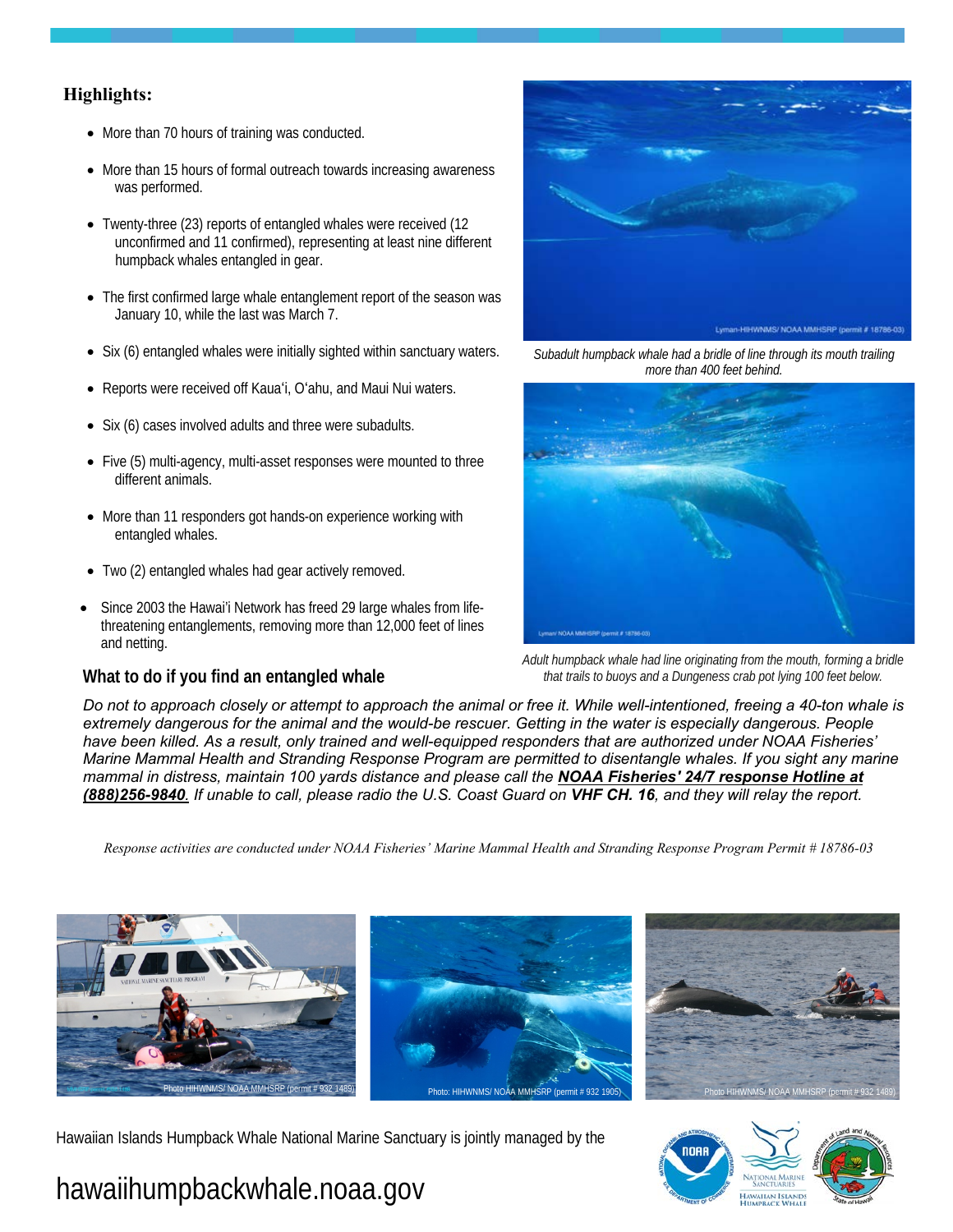## Highlights:

- More than 70 hours of training was conducted.
- More than 15 hours of formal outreach towards increasing awareness was performed.
- Twenty-three (23) reports of entangled whales were received (12 unconfirmed and 11 confirmed), representing at least nine different humpback whales entangled in gear.
- The first confirmed large whale entanglement report of the season was January 10, while the last was March 7.
- Six (6) entangled whales were initially sighted within sanctuary waters.
- Reports were received off Kaua'i, O'ahu, and Maui Nui waters.
- Six (6) cases involved adults and three were subadults.
- Five (5) multi-agency, multi-asset responses were mounted to three different animals.
- More than 11 responders got hands-on experience working with entangled whales.
- Two (2) entangled whales had gear actively removed.
- Since 2003 the Hawai'i Network has freed 29 large whales from life-threatening entanglements, removing more than 12,000 feet of lines and netting.

Lyman-HIHWNMS/ NOAA MMHSRP (permit # 18786-03)

*Subadult humpback whale had a bridle of line through its mouth trailing more than 400 feet behind.*

Lyman/ NOAA MMHSRP (permit # 18786-03)

*Adult humpback whale had line originating from the mouth, forming a bridle that trails to buoys and a Dungeness crab pot lying 100 feet below.*

### What to do if you find an entangled whale

*Do not to approach closely or attempt to approach the animal or free it. While well-intentioned, freeing a 40-ton whale is extremely dangerous for the animal and the would-be rescuer. Getting in the water is especially dangerous. People have been killed. As a result, only trained and well-equipped responders that are authorized under NOAA Fisheries' Marine Mammal Health and Stranding Response Program are permitted to disentangle whales. If you sight any marine mammal in distress, maintain 100 yards distance and please call the **NOAA Fisheries' 24/7 response Hotline at (888)256-9840**. If unable to call, please radio the U.S. Coast Guard on **VHF CH. 16**, and they will relay the report.*

*Response activities are conducted under NOAA Fisheries' Marine Mammal Health and Stranding Response Program Permit # 18786-03*

Photo HIHWNMS/ NOAA MMHSRP (permit # 932 1489)

Photo: HIHWNMS/ NOAA MMHSRP (permit # 932 1905)

Photo HIHWNMS/ NOAA MMHSRP (permit # 932 1489)

Hawaiian Islands Humpback Whale National Marine Sanctuary is jointly managed by the

# hawaiihumpbackwhale.noaa.gov